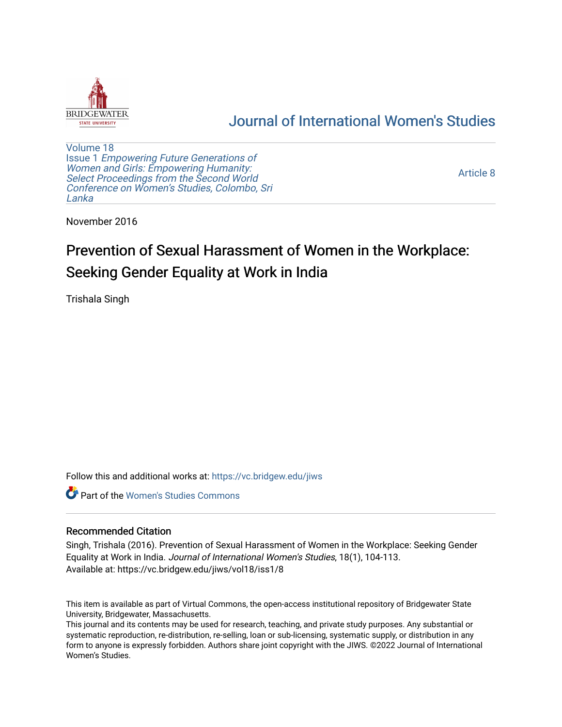Journal of International Women's Studies

Volume 18
Issue 1 *Empowering Future Generations of Women and Girls: Empowering Humanity: Select Proceedings from the Second World Conference on Women's Studies, Colombo, Sri Lanka*

Article 8

November 2016

# Prevention of Sexual Harassment of Women in the Workplace: Seeking Gender Equality at Work in India

Trishala Singh

Follow this and additional works at: https://vc.bridgew.edu/jiws

Part of the Women's Studies Commons

## Recommended Citation

Singh, Trishala (2016). Prevention of Sexual Harassment of Women in the Workplace: Seeking Gender Equality at Work in India. *Journal of International Women's Studies*, 18(1), 104-113.
Available at: https://vc.bridgew.edu/jiws/vol18/iss1/8

This item is available as part of Virtual Commons, the open-access institutional repository of Bridgewater State University, Bridgewater, Massachusetts.
This journal and its contents may be used for research, teaching, and private study purposes. Any substantial or systematic reproduction, re-distribution, re-selling, loan or sub-licensing, systematic supply, or distribution in any form to anyone is expressly forbidden. Authors share joint copyright with the JIWS. ©2022 Journal of International Women's Studies.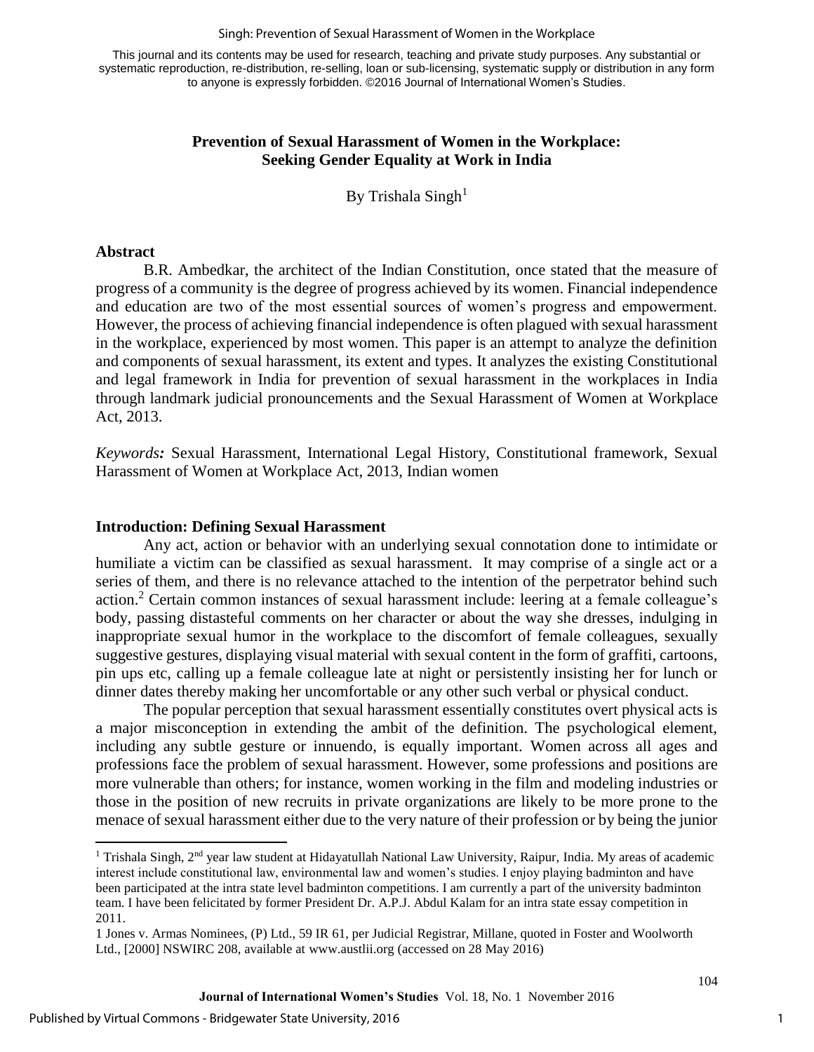This journal and its contents may be used for research, teaching and private study purposes. Any substantial or systematic reproduction, re-distribution, re-selling, loan or sub-licensing, systematic supply or distribution in any form to anyone is expressly forbidden. ©2016 Journal of International Women's Studies.

# Prevention of Sexual Harassment of Women in the Workplace: Seeking Gender Equality at Work in India

By Trishala Singh[1]

## Abstract

B.R. Ambedkar, the architect of the Indian Constitution, once stated that the measure of progress of a community is the degree of progress achieved by its women. Financial independence and education are two of the most essential sources of women's progress and empowerment. However, the process of achieving financial independence is often plagued with sexual harassment in the workplace, experienced by most women. This paper is an attempt to analyze the definition and components of sexual harassment, its extent and types. It analyzes the existing Constitutional and legal framework in India for prevention of sexual harassment in the workplaces in India through landmark judicial pronouncements and the Sexual Harassment of Women at Workplace Act, 2013.

*Keywords:* Sexual Harassment, International Legal History, Constitutional framework, Sexual Harassment of Women at Workplace Act, 2013, Indian women

## Introduction: Defining Sexual Harassment

Any act, action or behavior with an underlying sexual connotation done to intimidate or humiliate a victim can be classified as sexual harassment. It may comprise of a single act or a series of them, and there is no relevance attached to the intention of the perpetrator behind such action.[2] Certain common instances of sexual harassment include: leering at a female colleague's body, passing distasteful comments on her character or about the way she dresses, indulging in inappropriate sexual humor in the workplace to the discomfort of female colleagues, sexually suggestive gestures, displaying visual material with sexual content in the form of graffiti, cartoons, pin ups etc, calling up a female colleague late at night or persistently insisting her for lunch or dinner dates thereby making her uncomfortable or any other such verbal or physical conduct.

The popular perception that sexual harassment essentially constitutes overt physical acts is a major misconception in extending the ambit of the definition. The psychological element, including any subtle gesture or innuendo, is equally important. Women across all ages and professions face the problem of sexual harassment. However, some professions and positions are more vulnerable than others; for instance, women working in the film and modeling industries or those in the position of new recruits in private organizations are likely to be more prone to the menace of sexual harassment either due to the very nature of their profession or by being the junior

---

[1] Trishala Singh, 2nd year law student at Hidayatullah National Law University, Raipur, India. My areas of academic interest include constitutional law, environmental law and women's studies. I enjoy playing badminton and have been participated at the intra state level badminton competitions. I am currently a part of the university badminton team. I have been felicitated by former President Dr. A.P.J. Abdul Kalam for an intra state essay competition in 2011.

1 Jones v. Armas Nominees, (P) Ltd., 59 IR 61, per Judicial Registrar, Millane, quoted in Foster and Woolworth Ltd., [2000] NSWIRC 208, available at www.austlii.org (accessed on 28 May 2016)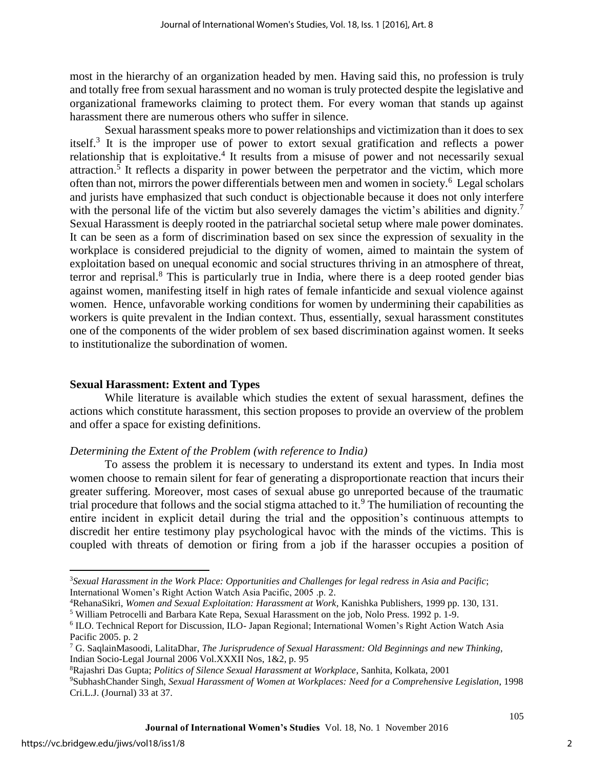most in the hierarchy of an organization headed by men. Having said this, no profession is truly and totally free from sexual harassment and no woman is truly protected despite the legislative and organizational frameworks claiming to protect them. For every woman that stands up against harassment there are numerous others who suffer in silence.

Sexual harassment speaks more to power relationships and victimization than it does to sex itself.[3] It is the improper use of power to extort sexual gratification and reflects a power relationship that is exploitative.[4] It results from a misuse of power and not necessarily sexual attraction.[5] It reflects a disparity in power between the perpetrator and the victim, which more often than not, mirrors the power differentials between men and women in society.[6] Legal scholars and jurists have emphasized that such conduct is objectionable because it does not only interfere with the personal life of the victim but also severely damages the victim's abilities and dignity.[7] Sexual Harassment is deeply rooted in the patriarchal societal setup where male power dominates. It can be seen as a form of discrimination based on sex since the expression of sexuality in the workplace is considered prejudicial to the dignity of women, aimed to maintain the system of exploitation based on unequal economic and social structures thriving in an atmosphere of threat, terror and reprisal.[8] This is particularly true in India, where there is a deep rooted gender bias against women, manifesting itself in high rates of female infanticide and sexual violence against women. Hence, unfavorable working conditions for women by undermining their capabilities as workers is quite prevalent in the Indian context. Thus, essentially, sexual harassment constitutes one of the components of the wider problem of sex based discrimination against women. It seeks to institutionalize the subordination of women.

## Sexual Harassment: Extent and Types

While literature is available which studies the extent of sexual harassment, defines the actions which constitute harassment, this section proposes to provide an overview of the problem and offer a space for existing definitions.

### *Determining the Extent of the Problem (with reference to India)*

To assess the problem it is necessary to understand its extent and types. In India most women choose to remain silent for fear of generating a disproportionate reaction that incurs their greater suffering. Moreover, most cases of sexual abuse go unreported because of the traumatic trial procedure that follows and the social stigma attached to it.[9] The humiliation of recounting the entire incident in explicit detail during the trial and the opposition's continuous attempts to discredit her entire testimony play psychological havoc with the minds of the victims. This is coupled with threats of demotion or firing from a job if the harasser occupies a position of

---

[3] *Sexual Harassment in the Work Place: Opportunities and Challenges for legal redress in Asia and Pacific*; International Women's Right Action Watch Asia Pacific, 2005 .p. 2.

[4] RehanaSikri, *Women and Sexual Exploitation: Harassment at Work*, Kanishka Publishers, 1999 pp. 130, 131.

[5] William Petrocelli and Barbara Kate Repa, Sexual Harassment on the job, Nolo Press. 1992 p. 1-9.

[6] ILO. Technical Report for Discussion, ILO- Japan Regional; International Women's Right Action Watch Asia Pacific 2005. p. 2

[7] G. SaqlainMasoodi, LalitaDhar, *The Jurisprudence of Sexual Harassment: Old Beginnings and new Thinking*, Indian Socio-Legal Journal 2006 Vol.XXXII Nos, 1&2, p. 95

[8] Rajashri Das Gupta; *Politics of Silence Sexual Harassment at Workplace*, Sanhita, Kolkata, 2001

[9] SubhashChander Singh, *Sexual Harassment of Women at Workplaces: Need for a Comprehensive Legislation*, 1998 Cri.L.J. (Journal) 33 at 37.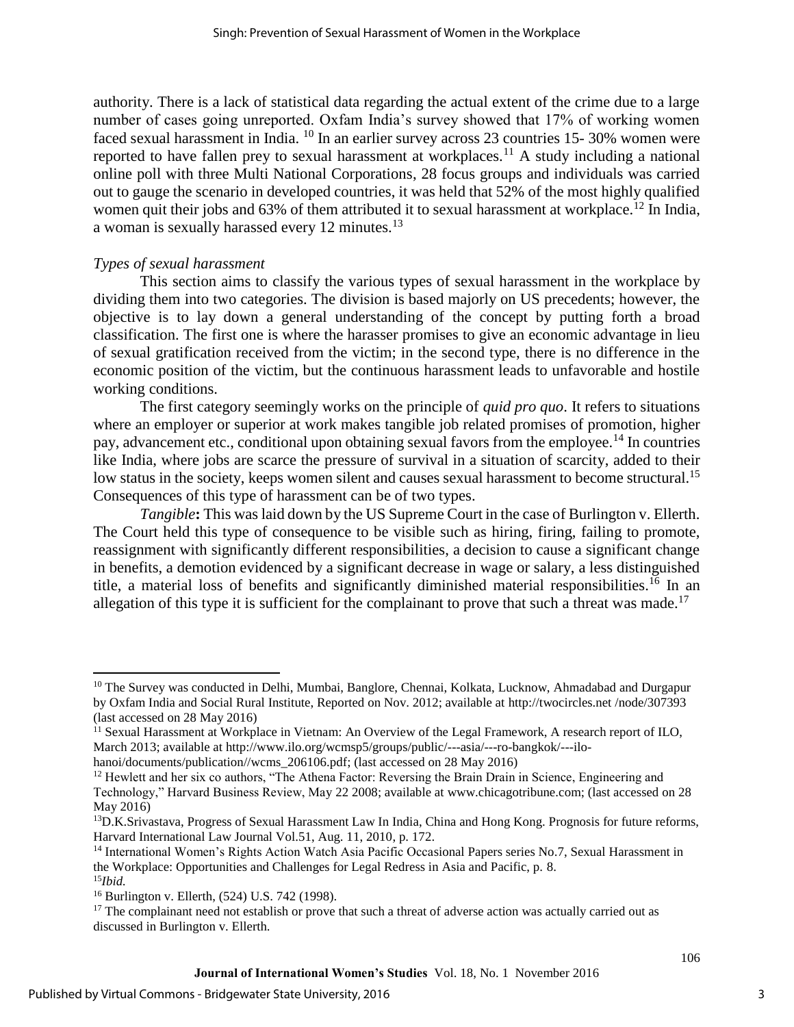authority. There is a lack of statistical data regarding the actual extent of the crime due to a large number of cases going unreported. Oxfam India's survey showed that 17% of working women faced sexual harassment in India. [10] In an earlier survey across 23 countries 15- 30% women were reported to have fallen prey to sexual harassment at workplaces.[11] A study including a national online poll with three Multi National Corporations, 28 focus groups and individuals was carried out to gauge the scenario in developed countries, it was held that 52% of the most highly qualified women quit their jobs and 63% of them attributed it to sexual harassment at workplace.[12] In India, a woman is sexually harassed every 12 minutes.[13]

*Types of sexual harassment*

This section aims to classify the various types of sexual harassment in the workplace by dividing them into two categories. The division is based majorly on US precedents; however, the objective is to lay down a general understanding of the concept by putting forth a broad classification. The first one is where the harasser promises to give an economic advantage in lieu of sexual gratification received from the victim; in the second type, there is no difference in the economic position of the victim, but the continuous harassment leads to unfavorable and hostile working conditions.

The first category seemingly works on the principle of *quid pro quo*. It refers to situations where an employer or superior at work makes tangible job related promises of promotion, higher pay, advancement etc., conditional upon obtaining sexual favors from the employee.[14] In countries like India, where jobs are scarce the pressure of survival in a situation of scarcity, added to their low status in the society, keeps women silent and causes sexual harassment to become structural.[15] Consequences of this type of harassment can be of two types.

*Tangible***:** This was laid down by the US Supreme Court in the case of Burlington v. Ellerth. The Court held this type of consequence to be visible such as hiring, firing, failing to promote, reassignment with significantly different responsibilities, a decision to cause a significant change in benefits, a demotion evidenced by a significant decrease in wage or salary, a less distinguished title, a material loss of benefits and significantly diminished material responsibilities.[16] In an allegation of this type it is sufficient for the complainant to prove that such a threat was made.[17]

---

[10] The Survey was conducted in Delhi, Mumbai, Banglore, Chennai, Kolkata, Lucknow, Ahmadabad and Durgapur by Oxfam India and Social Rural Institute, Reported on Nov. 2012; available at http://twocircles.net /node/307393 (last accessed on 28 May 2016)

[11] Sexual Harassment at Workplace in Vietnam: An Overview of the Legal Framework, A research report of ILO, March 2013; available at http://www.ilo.org/wcmsp5/groups/public/---asia/---ro-bangkok/---ilo-hanoi/documents/publication//wcms_206106.pdf; (last accessed on 28 May 2016)

[12] Hewlett and her six co authors, "The Athena Factor: Reversing the Brain Drain in Science, Engineering and Technology," Harvard Business Review, May 22 2008; available at www.chicagotribune.com; (last accessed on 28 May 2016)

[13] D.K.Srivastava, Progress of Sexual Harassment Law In India, China and Hong Kong. Prognosis for future reforms, Harvard International Law Journal Vol.51, Aug. 11, 2010, p. 172.

[14] International Women's Rights Action Watch Asia Pacific Occasional Papers series No.7, Sexual Harassment in the Workplace: Opportunities and Challenges for Legal Redress in Asia and Pacific, p. 8.

[15] *Ibid.*

[16] Burlington v. Ellerth, (524) U.S. 742 (1998).

[17] The complainant need not establish or prove that such a threat of adverse action was actually carried out as discussed in Burlington v. Ellerth.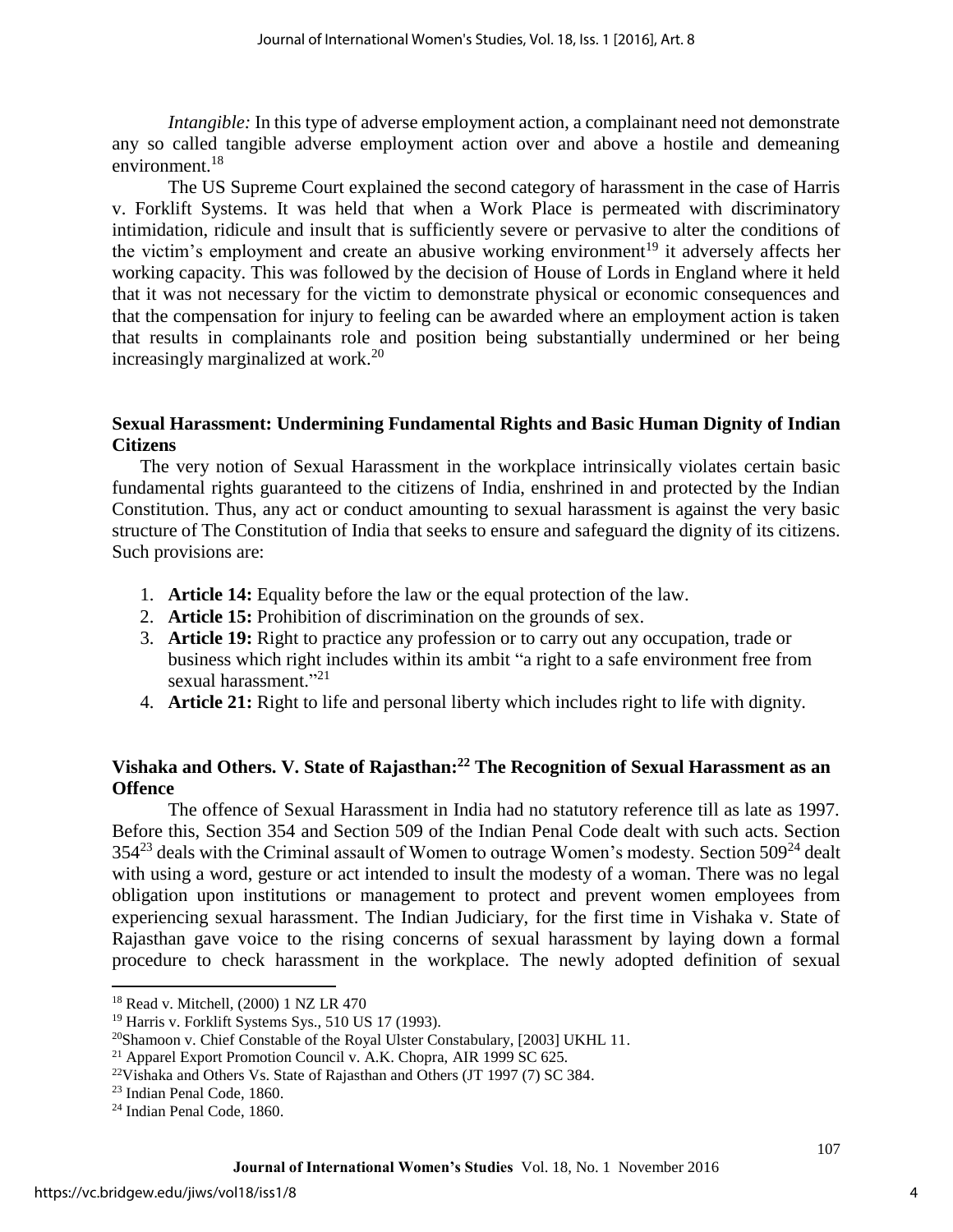*Intangible:* In this type of adverse employment action, a complainant need not demonstrate any so called tangible adverse employment action over and above a hostile and demeaning environment.[18]

The US Supreme Court explained the second category of harassment in the case of Harris v. Forklift Systems. It was held that when a Work Place is permeated with discriminatory intimidation, ridicule and insult that is sufficiently severe or pervasive to alter the conditions of the victim's employment and create an abusive working environment[19] it adversely affects her working capacity. This was followed by the decision of House of Lords in England where it held that it was not necessary for the victim to demonstrate physical or economic consequences and that the compensation for injury to feeling can be awarded where an employment action is taken that results in complainants role and position being substantially undermined or her being increasingly marginalized at work.[20]

## Sexual Harassment: Undermining Fundamental Rights and Basic Human Dignity of Indian Citizens

The very notion of Sexual Harassment in the workplace intrinsically violates certain basic fundamental rights guaranteed to the citizens of India, enshrined in and protected by the Indian Constitution. Thus, any act or conduct amounting to sexual harassment is against the very basic structure of The Constitution of India that seeks to ensure and safeguard the dignity of its citizens. Such provisions are:

1. **Article 14:** Equality before the law or the equal protection of the law.
2. **Article 15:** Prohibition of discrimination on the grounds of sex.
3. **Article 19:** Right to practice any profession or to carry out any occupation, trade or business which right includes within its ambit "a right to a safe environment free from sexual harassment."[21]
4. **Article 21:** Right to life and personal liberty which includes right to life with dignity.

## Vishaka and Others. V. State of Rajasthan:[22] The Recognition of Sexual Harassment as an Offence

The offence of Sexual Harassment in India had no statutory reference till as late as 1997. Before this, Section 354 and Section 509 of the Indian Penal Code dealt with such acts. Section 354[23] deals with the Criminal assault of Women to outrage Women's modesty. Section 509[24] dealt with using a word, gesture or act intended to insult the modesty of a woman. There was no legal obligation upon institutions or management to protect and prevent women employees from experiencing sexual harassment. The Indian Judiciary, for the first time in Vishaka v. State of Rajasthan gave voice to the rising concerns of sexual harassment by laying down a formal procedure to check harassment in the workplace. The newly adopted definition of sexual

---

[18] Read v. Mitchell, (2000) 1 NZ LR 470

[19] Harris v. Forklift Systems Sys., 510 US 17 (1993).

[20] Shamoon v. Chief Constable of the Royal Ulster Constabulary, [2003] UKHL 11.

[21] Apparel Export Promotion Council v. A.K. Chopra, AIR 1999 SC 625.

[22] Vishaka and Others Vs. State of Rajasthan and Others (JT 1997 (7) SC 384.

[23] Indian Penal Code, 1860.

[24] Indian Penal Code, 1860.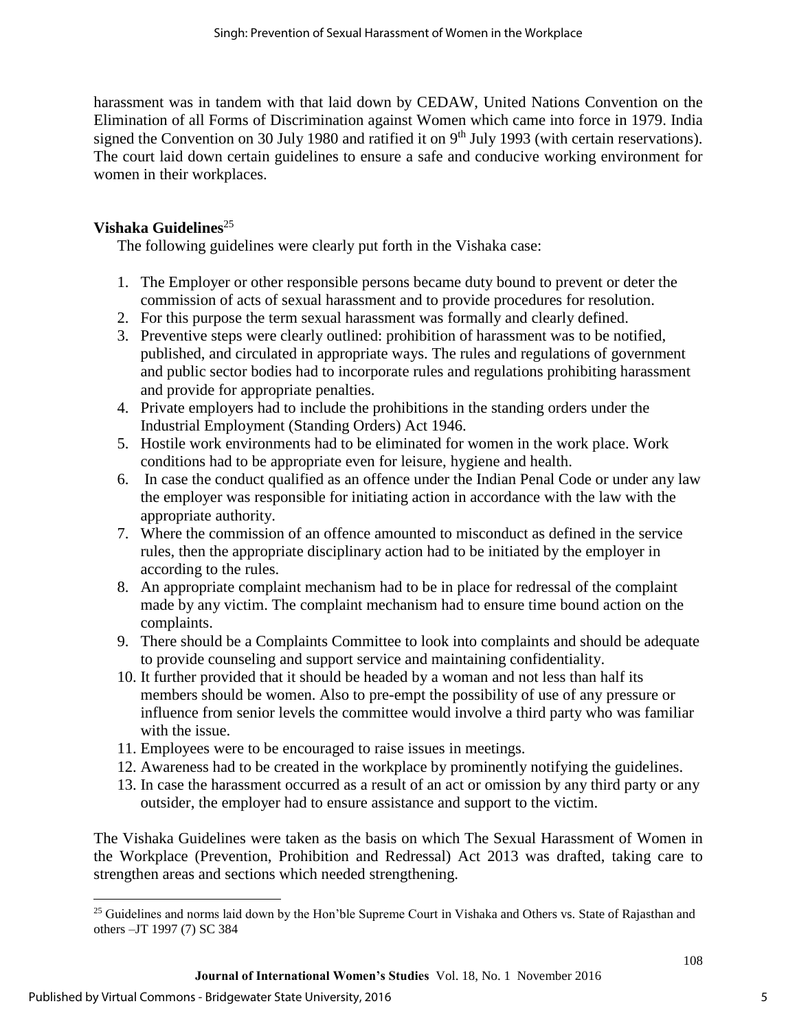harassment was in tandem with that laid down by CEDAW, United Nations Convention on the Elimination of all Forms of Discrimination against Women which came into force in 1979. India signed the Convention on 30 July 1980 and ratified it on 9th July 1993 (with certain reservations). The court laid down certain guidelines to ensure a safe and conducive working environment for women in their workplaces.

### Vishaka Guidelines[25]

The following guidelines were clearly put forth in the Vishaka case:

1. The Employer or other responsible persons became duty bound to prevent or deter the commission of acts of sexual harassment and to provide procedures for resolution.
2. For this purpose the term sexual harassment was formally and clearly defined.
3. Preventive steps were clearly outlined: prohibition of harassment was to be notified, published, and circulated in appropriate ways. The rules and regulations of government and public sector bodies had to incorporate rules and regulations prohibiting harassment and provide for appropriate penalties.
4. Private employers had to include the prohibitions in the standing orders under the Industrial Employment (Standing Orders) Act 1946.
5. Hostile work environments had to be eliminated for women in the work place. Work conditions had to be appropriate even for leisure, hygiene and health.
6. In case the conduct qualified as an offence under the Indian Penal Code or under any law the employer was responsible for initiating action in accordance with the law with the appropriate authority.
7. Where the commission of an offence amounted to misconduct as defined in the service rules, then the appropriate disciplinary action had to be initiated by the employer in according to the rules.
8. An appropriate complaint mechanism had to be in place for redressal of the complaint made by any victim. The complaint mechanism had to ensure time bound action on the complaints.
9. There should be a Complaints Committee to look into complaints and should be adequate to provide counseling and support service and maintaining confidentiality.
10. It further provided that it should be headed by a woman and not less than half its members should be women. Also to pre-empt the possibility of use of any pressure or influence from senior levels the committee would involve a third party who was familiar with the issue.
11. Employees were to be encouraged to raise issues in meetings.
12. Awareness had to be created in the workplace by prominently notifying the guidelines.
13. In case the harassment occurred as a result of an act or omission by any third party or any outsider, the employer had to ensure assistance and support to the victim.

The Vishaka Guidelines were taken as the basis on which The Sexual Harassment of Women in the Workplace (Prevention, Prohibition and Redressal) Act 2013 was drafted, taking care to strengthen areas and sections which needed strengthening.

[25] Guidelines and norms laid down by the Hon'ble Supreme Court in Vishaka and Others vs. State of Rajasthan and others –JT 1997 (7) SC 384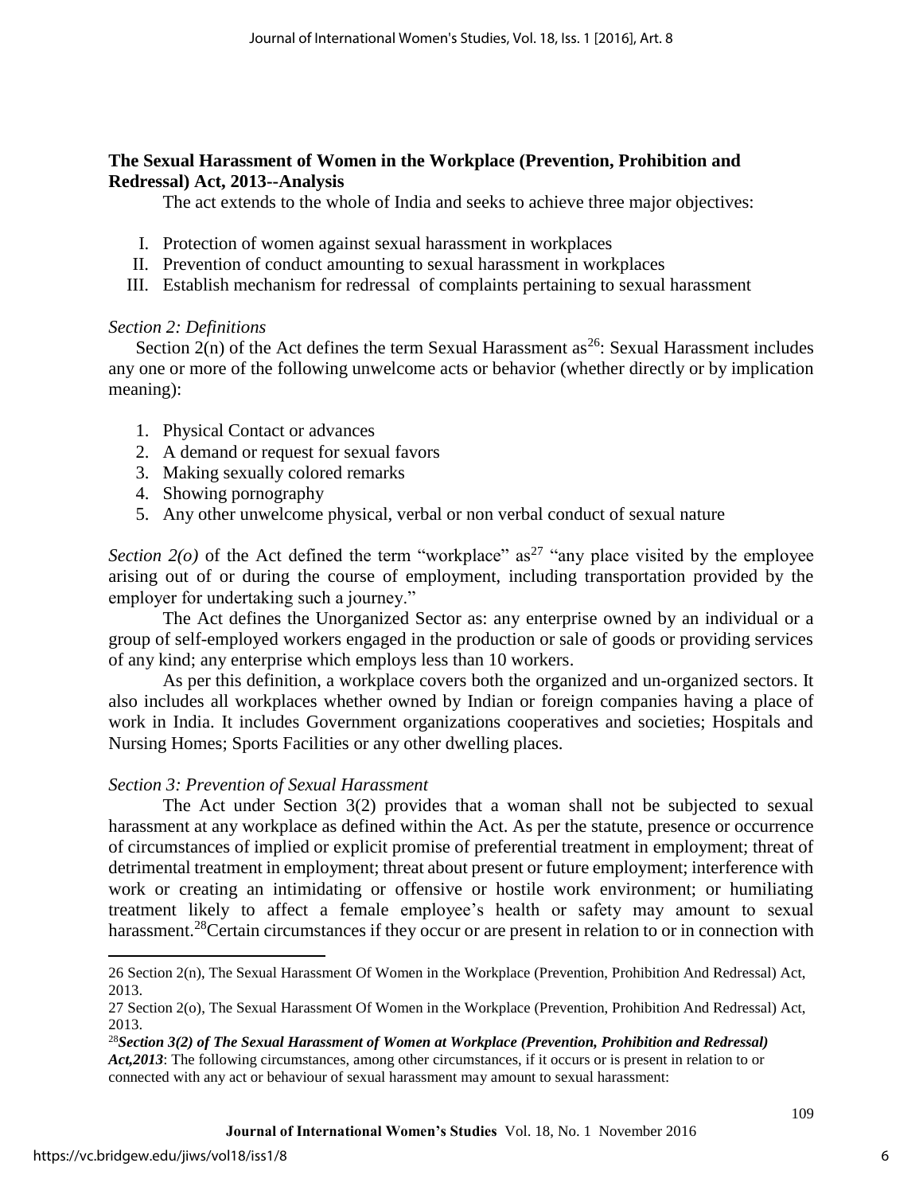**The Sexual Harassment of Women in the Workplace (Prevention, Prohibition and Redressal) Act, 2013--Analysis**

The act extends to the whole of India and seeks to achieve three major objectives:

I. Protection of women against sexual harassment in workplaces
II. Prevention of conduct amounting to sexual harassment in workplaces
III. Establish mechanism for redressal of complaints pertaining to sexual harassment

*Section 2: Definitions*

Section 2(n) of the Act defines the term Sexual Harassment as[26]: Sexual Harassment includes any one or more of the following unwelcome acts or behavior (whether directly or by implication meaning):

1. Physical Contact or advances
2. A demand or request for sexual favors
3. Making sexually colored remarks
4. Showing pornography
5. Any other unwelcome physical, verbal or non verbal conduct of sexual nature

*Section 2(o)* of the Act defined the term "workplace" as[27] "any place visited by the employee arising out of or during the course of employment, including transportation provided by the employer for undertaking such a journey."

The Act defines the Unorganized Sector as: any enterprise owned by an individual or a group of self-employed workers engaged in the production or sale of goods or providing services of any kind; any enterprise which employs less than 10 workers.

As per this definition, a workplace covers both the organized and un-organized sectors. It also includes all workplaces whether owned by Indian or foreign companies having a place of work in India. It includes Government organizations cooperatives and societies; Hospitals and Nursing Homes; Sports Facilities or any other dwelling places.

*Section 3: Prevention of Sexual Harassment*

The Act under Section 3(2) provides that a woman shall not be subjected to sexual harassment at any workplace as defined within the Act. As per the statute, presence or occurrence of circumstances of implied or explicit promise of preferential treatment in employment; threat of detrimental treatment in employment; threat about present or future employment; interference with work or creating an intimidating or offensive or hostile work environment; or humiliating treatment likely to affect a female employee's health or safety may amount to sexual harassment.[28]Certain circumstances if they occur or are present in relation to or in connection with

---

26 Section 2(n), The Sexual Harassment Of Women in the Workplace (Prevention, Prohibition And Redressal) Act, 2013.

27 Section 2(o), The Sexual Harassment Of Women in the Workplace (Prevention, Prohibition And Redressal) Act, 2013.

28 ***Section 3(2) of The Sexual Harassment of Women at Workplace (Prevention, Prohibition and Redressal) Act,2013***: The following circumstances, among other circumstances, if it occurs or is present in relation to or connected with any act or behaviour of sexual harassment may amount to sexual harassment: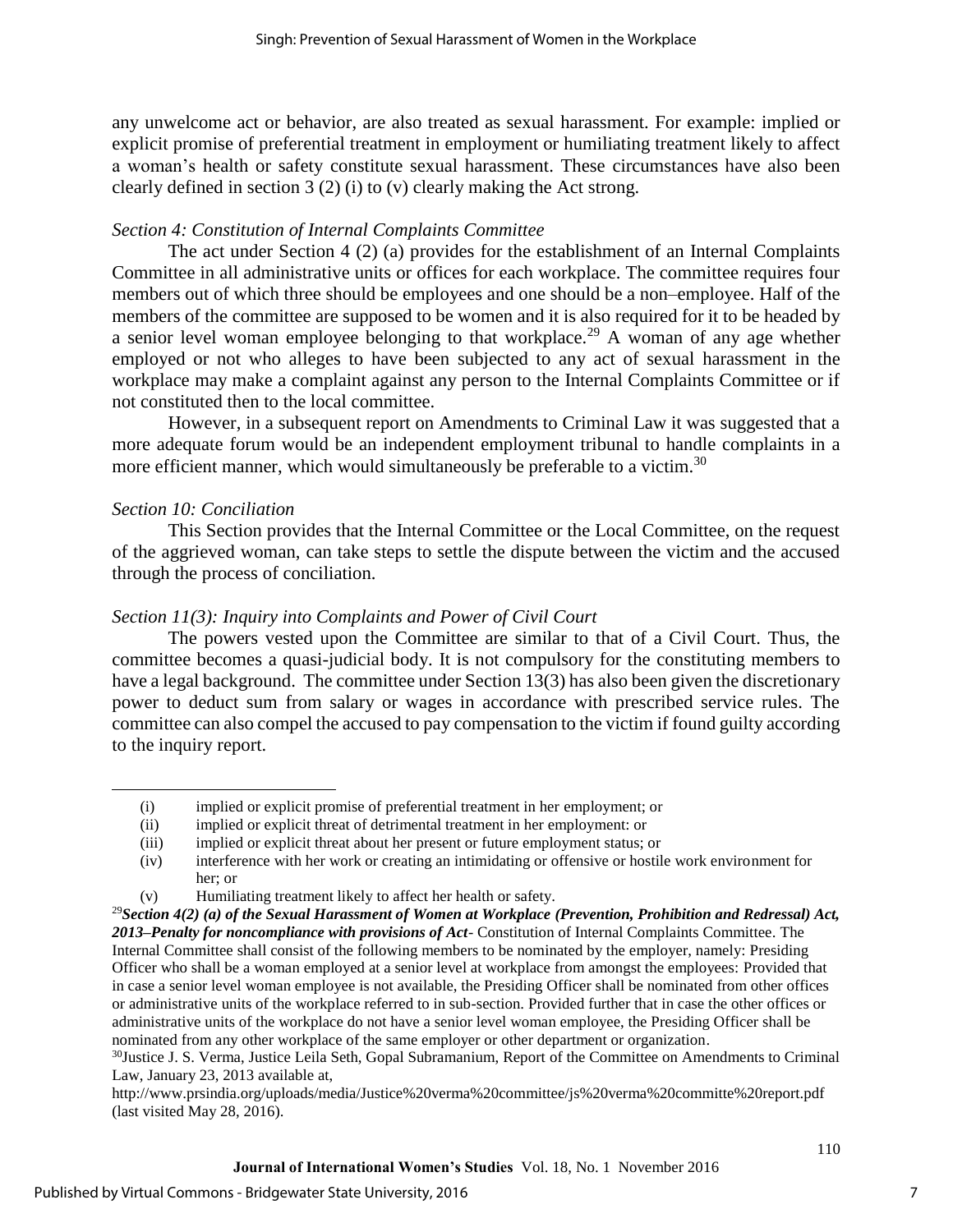any unwelcome act or behavior, are also treated as sexual harassment. For example: implied or explicit promise of preferential treatment in employment or humiliating treatment likely to affect a woman's health or safety constitute sexual harassment. These circumstances have also been clearly defined in section 3 (2) (i) to (v) clearly making the Act strong.

*Section 4: Constitution of Internal Complaints Committee*

The act under Section 4 (2) (a) provides for the establishment of an Internal Complaints Committee in all administrative units or offices for each workplace. The committee requires four members out of which three should be employees and one should be a non–employee. Half of the members of the committee are supposed to be women and it is also required for it to be headed by a senior level woman employee belonging to that workplace.[29] A woman of any age whether employed or not who alleges to have been subjected to any act of sexual harassment in the workplace may make a complaint against any person to the Internal Complaints Committee or if not constituted then to the local committee.

However, in a subsequent report on Amendments to Criminal Law it was suggested that a more adequate forum would be an independent employment tribunal to handle complaints in a more efficient manner, which would simultaneously be preferable to a victim.[30]

*Section 10: Conciliation*

This Section provides that the Internal Committee or the Local Committee, on the request of the aggrieved woman, can take steps to settle the dispute between the victim and the accused through the process of conciliation.

*Section 11(3): Inquiry into Complaints and Power of Civil Court*

The powers vested upon the Committee are similar to that of a Civil Court. Thus, the committee becomes a quasi-judicial body. It is not compulsory for the constituting members to have a legal background. The committee under Section 13(3) has also been given the discretionary power to deduct sum from salary or wages in accordance with prescribed service rules. The committee can also compel the accused to pay compensation to the victim if found guilty according to the inquiry report.

---

(i) implied or explicit promise of preferential treatment in her employment; or
(ii) implied or explicit threat of detrimental treatment in her employment: or
(iii) implied or explicit threat about her present or future employment status; or
(iv) interference with her work or creating an intimidating or offensive or hostile work environment for her; or
(v) Humiliating treatment likely to affect her health or safety.

[29] ***Section 4(2) (a) of the Sexual Harassment of Women at Workplace (Prevention, Prohibition and Redressal) Act, 2013–Penalty for noncompliance with provisions of Act***- Constitution of Internal Complaints Committee. The Internal Committee shall consist of the following members to be nominated by the employer, namely: Presiding Officer who shall be a woman employed at a senior level at workplace from amongst the employees: Provided that in case a senior level woman employee is not available, the Presiding Officer shall be nominated from other offices or administrative units of the workplace referred to in sub-section. Provided further that in case the other offices or administrative units of the workplace do not have a senior level woman employee, the Presiding Officer shall be nominated from any other workplace of the same employer or other department or organization.

[30] Justice J. S. Verma, Justice Leila Seth, Gopal Subramanium, Report of the Committee on Amendments to Criminal Law, January 23, 2013 available at, http://www.prsindia.org/uploads/media/Justice%20verma%20committee/js%20verma%20committe%20report.pdf (last visited May 28, 2016).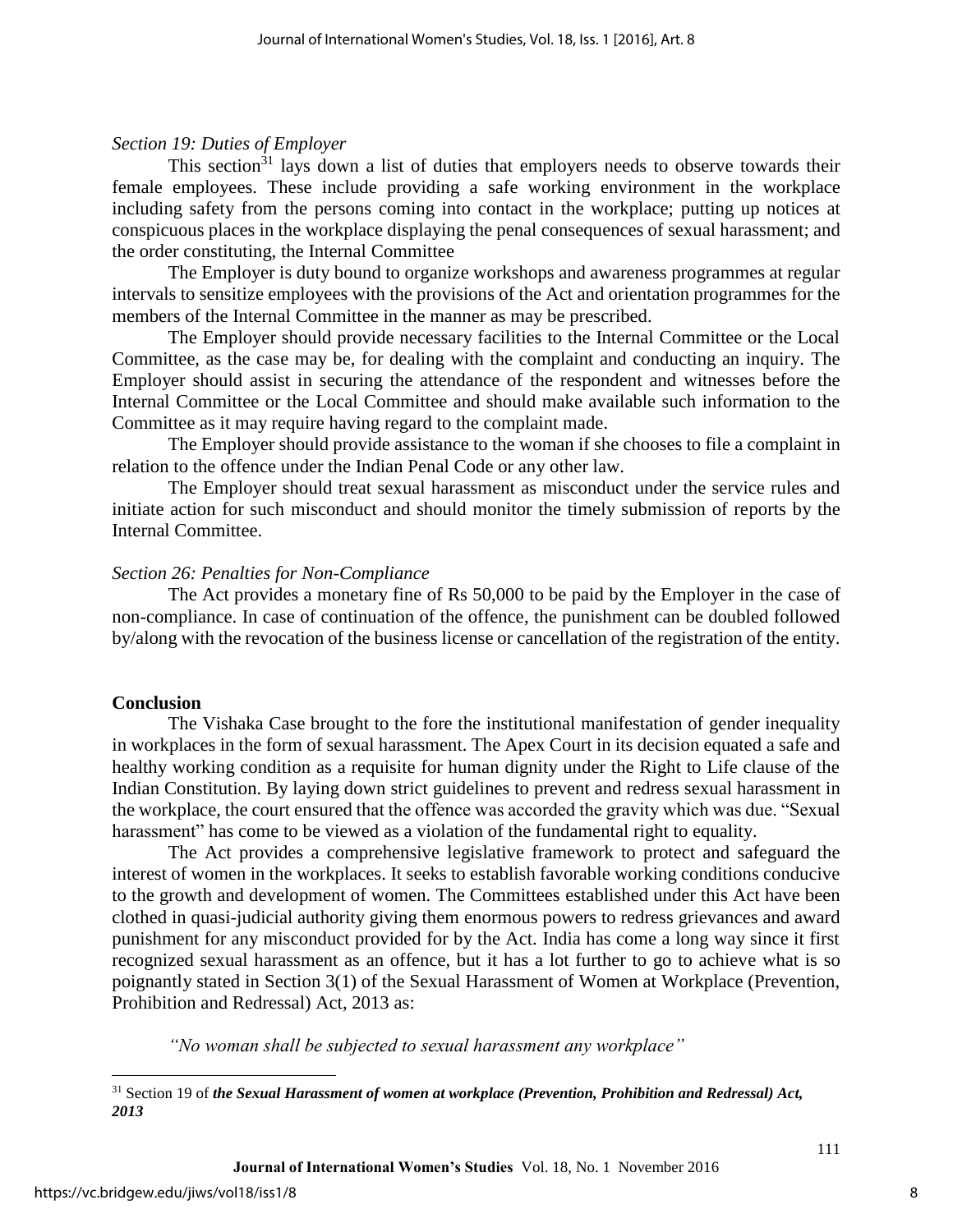*Section 19: Duties of Employer*

This section[31] lays down a list of duties that employers needs to observe towards their female employees. These include providing a safe working environment in the workplace including safety from the persons coming into contact in the workplace; putting up notices at conspicuous places in the workplace displaying the penal consequences of sexual harassment; and the order constituting, the Internal Committee

The Employer is duty bound to organize workshops and awareness programmes at regular intervals to sensitize employees with the provisions of the Act and orientation programmes for the members of the Internal Committee in the manner as may be prescribed.

The Employer should provide necessary facilities to the Internal Committee or the Local Committee, as the case may be, for dealing with the complaint and conducting an inquiry. The Employer should assist in securing the attendance of the respondent and witnesses before the Internal Committee or the Local Committee and should make available such information to the Committee as it may require having regard to the complaint made.

The Employer should provide assistance to the woman if she chooses to file a complaint in relation to the offence under the Indian Penal Code or any other law.

The Employer should treat sexual harassment as misconduct under the service rules and initiate action for such misconduct and should monitor the timely submission of reports by the Internal Committee.

*Section 26: Penalties for Non-Compliance*

The Act provides a monetary fine of Rs 50,000 to be paid by the Employer in the case of non-compliance. In case of continuation of the offence, the punishment can be doubled followed by/along with the revocation of the business license or cancellation of the registration of the entity.

**Conclusion**

The Vishaka Case brought to the fore the institutional manifestation of gender inequality in workplaces in the form of sexual harassment. The Apex Court in its decision equated a safe and healthy working condition as a requisite for human dignity under the Right to Life clause of the Indian Constitution. By laying down strict guidelines to prevent and redress sexual harassment in the workplace, the court ensured that the offence was accorded the gravity which was due. "Sexual harassment" has come to be viewed as a violation of the fundamental right to equality.

The Act provides a comprehensive legislative framework to protect and safeguard the interest of women in the workplaces. It seeks to establish favorable working conditions conducive to the growth and development of women. The Committees established under this Act have been clothed in quasi-judicial authority giving them enormous powers to redress grievances and award punishment for any misconduct provided for by the Act. India has come a long way since it first recognized sexual harassment as an offence, but it has a lot further to go to achieve what is so poignantly stated in Section 3(1) of the Sexual Harassment of Women at Workplace (Prevention, Prohibition and Redressal) Act, 2013 as:

*"No woman shall be subjected to sexual harassment any workplace"*

---

[31] Section 19 of ***the Sexual Harassment of women at workplace (Prevention, Prohibition and Redressal) Act, 2013***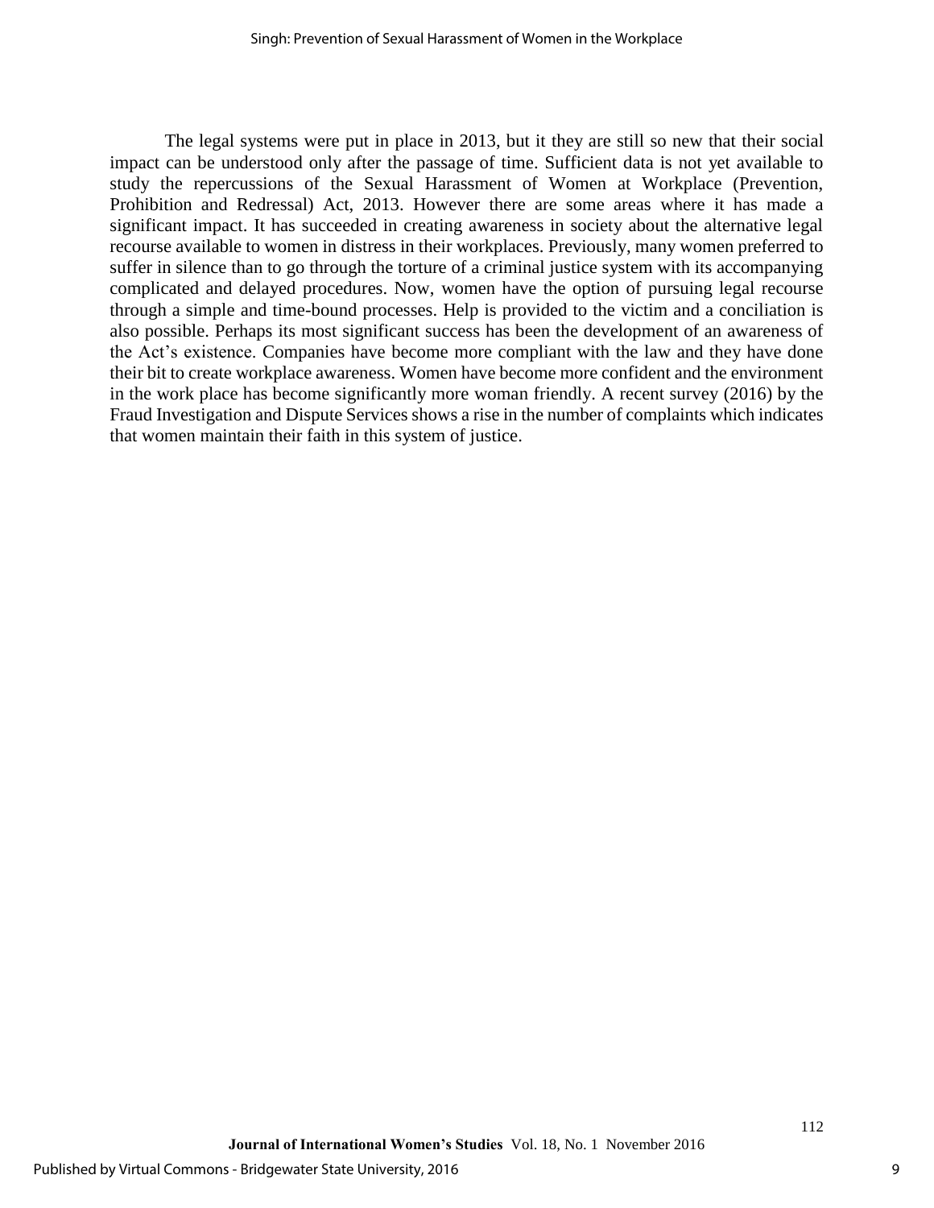The legal systems were put in place in 2013, but it they are still so new that their social impact can be understood only after the passage of time. Sufficient data is not yet available to study the repercussions of the Sexual Harassment of Women at Workplace (Prevention, Prohibition and Redressal) Act, 2013. However there are some areas where it has made a significant impact. It has succeeded in creating awareness in society about the alternative legal recourse available to women in distress in their workplaces. Previously, many women preferred to suffer in silence than to go through the torture of a criminal justice system with its accompanying complicated and delayed procedures. Now, women have the option of pursuing legal recourse through a simple and time-bound processes. Help is provided to the victim and a conciliation is also possible. Perhaps its most significant success has been the development of an awareness of the Act's existence. Companies have become more compliant with the law and they have done their bit to create workplace awareness. Women have become more confident and the environment in the work place has become significantly more woman friendly. A recent survey (2016) by the Fraud Investigation and Dispute Services shows a rise in the number of complaints which indicates that women maintain their faith in this system of justice.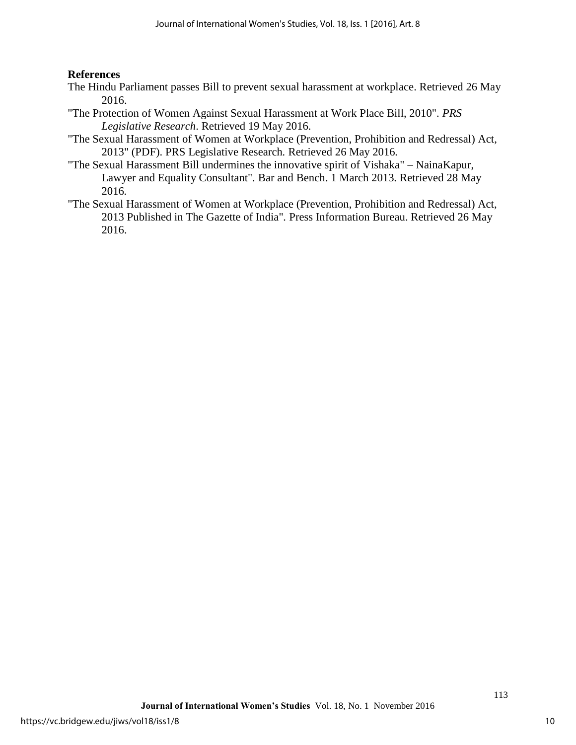**References**

The Hindu Parliament passes Bill to prevent sexual harassment at workplace. Retrieved 26 May 2016.

"The Protection of Women Against Sexual Harassment at Work Place Bill, 2010". *PRS Legislative Research*. Retrieved 19 May 2016.

"The Sexual Harassment of Women at Workplace (Prevention, Prohibition and Redressal) Act, 2013" (PDF). PRS Legislative Research. Retrieved 26 May 2016.

"The Sexual Harassment Bill undermines the innovative spirit of Vishaka" – NainaKapur, Lawyer and Equality Consultant". Bar and Bench. 1 March 2013. Retrieved 28 May 2016.

"The Sexual Harassment of Women at Workplace (Prevention, Prohibition and Redressal) Act, 2013 Published in The Gazette of India". Press Information Bureau. Retrieved 26 May 2016.